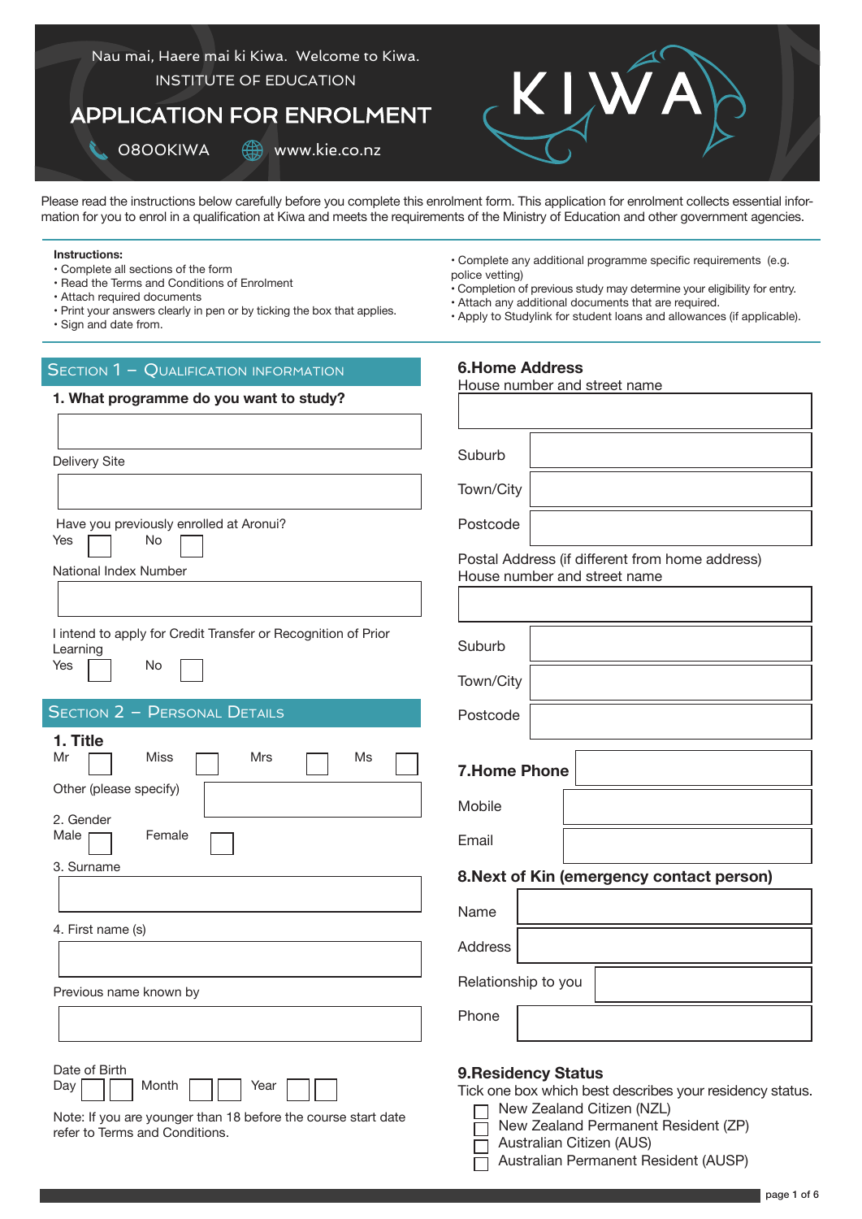Nau mai, Haere mai ki Kiwa. Welcome to Kiwa.

INSTITUTE OF EDUCATION

# APPLICATION FOR ENROLMENT

0800KIWA www.kie.co.nz

KIWA

Please read the instructions below carefully before you complete this enrolment form. This application for enrolment collects essential information for you to enrol in a qualification at Kiwa and meets the requirements of the Ministry of Education and other government agencies.

**Instructions:**

- Complete all sections of the form
- Read the Terms and Conditions of Enrolment
- Attach required documents
- Print your answers clearly in pen or by ticking the box that applies.
- Sign and date from.
- Complete any additional programme specific requirements (e.g. police vetting)
- Completion of previous study may determine your eligibility for entry.
- Attach any additional documents that are required.
- Apply to Studylink for student loans and allowances (if applicable).

## Section 1 – Qualification Information

**1. What programme do you want to study?**

Delivery Site

Have you previously enrolled at Aronui?

Yes ☐ No ☐

National Index Number

I intend to apply for Credit Transfer or Recognition of Prior Learning

Yes ☐ No ☐

## Section 2 – Personal Details

**1. Title**

Mr ☐ Miss ☐ Mrs ☐ Ms ☐

Other (please specify)

2. Gender

Male ☐ Female ☐

3. Surname

4. First name (s)

Previous name known by

Date of Birth

Day ☐☐ Month ☐☐ Year ☐☐

Note: If you are younger than 18 before the course start date refer to Terms and Conditions.

**6.Home Address**

House number and street name

Suburb

Town/City

Postcode

Postal Address (if different from home address)

House number and street name

Suburb

Town/City

Postcode

**7.Home Phone**

Mobile

Email

**8.Next of Kin (emergency contact person)**

Name

Address

Relationship to you

Phone

**9.Residency Status**

Tick one box which best describes your residency status.

- ☐ New Zealand Citizen (NZL)
- ☐ New Zealand Permanent Resident (ZP)
- ☐ Australian Citizen (AUS)
- ☐ Australian Permanent Resident (AUSP)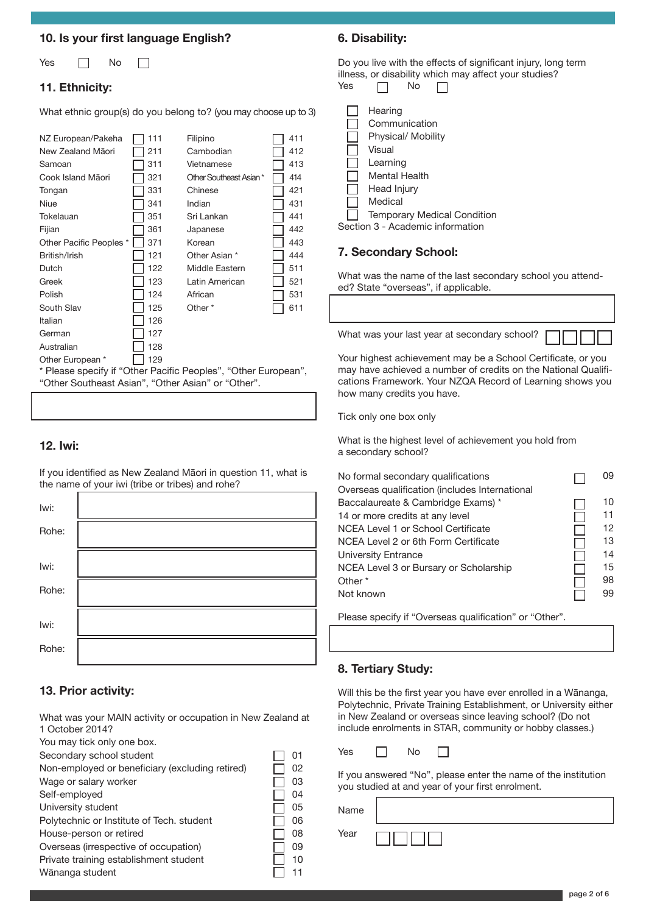## 10. Is your first language English?

Yes ☐ No ☐

## 11. Ethnicity:

What ethnic group(s) do you belong to? (you may choose up to 3)

| Ethnic group | | Code | Ethnic group | | Code |
|---|---|---|---|---|---|
| NZ European/Pakeha | ☐ | 111 | Filipino | ☐ | 411 |
| New Zealand Māori | ☐ | 211 | Cambodian | ☐ | 412 |
| Samoan | ☐ | 311 | Vietnamese | ☐ | 413 |
| Cook Island Māori | ☐ | 321 | Other Southeast Asian * | ☐ | 414 |
| Tongan | ☐ | 331 | Chinese | ☐ | 421 |
| Niue | ☐ | 341 | Indian | ☐ | 431 |
| Tokelauan | ☐ | 351 | Sri Lankan | ☐ | 441 |
| Fijian | ☐ | 361 | Japanese | ☐ | 442 |
| Other Pacific Peoples * | ☐ | 371 | Korean | ☐ | 443 |
| British/Irish | ☐ | 121 | Other Asian * | ☐ | 444 |
| Dutch | ☐ | 122 | Middle Eastern | ☐ | 511 |
| Greek | ☐ | 123 | Latin American | ☐ | 521 |
| Polish | ☐ | 124 | African | ☐ | 531 |
| South Slav | ☐ | 125 | Other * | ☐ | 611 |
| Italian | ☐ | 126 | | | |
| German | ☐ | 127 | | | |
| Australian | ☐ | 128 | | | |
| Other European * | ☐ | 129 | | | |

* Please specify if "Other Pacific Peoples", "Other European", "Other Southeast Asian", "Other Asian" or "Other".

## 12. Iwi:

If you identified as New Zealand Māori in question 11, what is the name of your iwi (tribe or tribes) and rohe?

Iwi:

Rohe:

Iwi:

Rohe:

Iwi:

Rohe:

## 13. Prior activity:

What was your MAIN activity or occupation in New Zealand at 1 October 2014?
You may tick only one box.

| Activity | | Code |
|---|---|---|
| Secondary school student | ☐ | 01 |
| Non-employed or beneficiary (excluding retired) | ☐ | 02 |
| Wage or salary worker | ☐ | 03 |
| Self-employed | ☐ | 04 |
| University student | ☐ | 05 |
| Polytechnic or Institute of Tech. student | ☐ | 06 |
| House-person or retired | ☐ | 08 |
| Overseas (irrespective of occupation) | ☐ | 09 |
| Private training establishment student | ☐ | 10 |
| Wānanga student | ☐ | 11 |

## 6. Disability:

Do you live with the effects of significant injury, long term illness, or disability which may affect your studies?
Yes ☐ No ☐

- ☐ Hearing
- ☐ Communication
- ☐ Physical/ Mobility
- ☐ Visual
- ☐ Learning
- ☐ Mental Health
- ☐ Head Injury
- ☐ Medical
- ☐ Temporary Medical Condition

Section 3 - Academic information

## 7. Secondary School:

What was the name of the last secondary school you attended? State "overseas", if applicable.

What was your last year at secondary school? ☐☐☐☐

Your highest achievement may be a School Certificate, or you may have achieved a number of credits on the National Qualifications Framework. Your NZQA Record of Learning shows you how many credits you have.

Tick only one box only

What is the highest level of achievement you hold from a secondary school?

| Achievement | | Code |
|---|---|---|
| No formal secondary qualifications | ☐ | 09 |
| Overseas qualification (includes International Baccalaureate & Cambridge Exams) * | ☐ | 10 |
| 14 or more credits at any level | ☐ | 11 |
| NCEA Level 1 or School Certificate | ☐ | 12 |
| NCEA Level 2 or 6th Form Certificate | ☐ | 13 |
| University Entrance | ☐ | 14 |
| NCEA Level 3 or Bursary or Scholarship | ☐ | 15 |
| Other * | ☐ | 98 |
| Not known | ☐ | 99 |

Please specify if "Overseas qualification" or "Other".

## 8. Tertiary Study:

Will this be the first year you have ever enrolled in a Wānanga, Polytechnic, Private Training Establishment, or University either in New Zealand or overseas since leaving school? (Do not include enrolments in STAR, community or hobby classes.)

Yes ☐ No ☐

If you answered "No", please enter the name of the institution you studied at and year of your first enrolment.

Name

Year ☐☐☐☐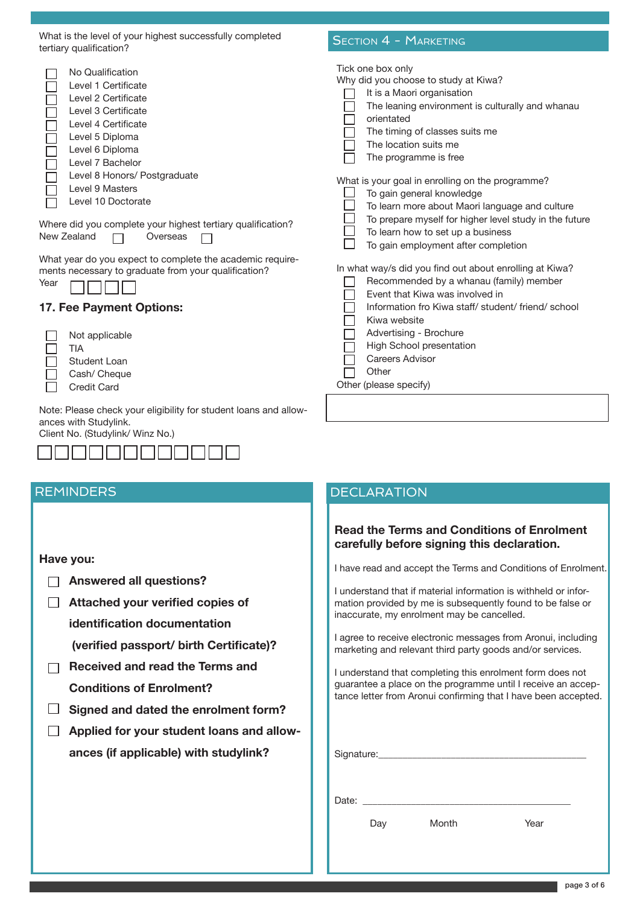What is the level of your highest successfully completed tertiary qualification?

- ☐ No Qualification
- ☐ Level 1 Certificate
- ☐ Level 2 Certificate
- ☐ Level 3 Certificate
- ☐ Level 4 Certificate
- ☐ Level 5 Diploma
- ☐ Level 6 Diploma
- ☐ Level 7 Bachelor
- ☐ Level 8 Honors/ Postgraduate
- ☐ Level 9 Masters
- ☐ Level 10 Doctorate

Where did you complete your highest tertiary qualification?

New Zealand ☐ Overseas ☐

What year do you expect to complete the academic requirements necessary to graduate from your qualification?

Year ☐☐☐☐

## 17. Fee Payment Options:

- ☐ Not applicable
- ☐ TIA
- ☐ Student Loan
- ☐ Cash/ Cheque
- ☐ Credit Card

Note: Please check your eligibility for student loans and allowances with Studylink.

Client No. (Studylink/ Winz No.)

☐☐☐☐☐☐☐☐☐☐☐☐

## Section 4 - Marketing

Tick one box only

Why did you choose to study at Kiwa?

- ☐ It is a Maori organisation
- ☐ The leaning environment is culturally and whanau orientated
- ☐ The timing of classes suits me
- ☐ The location suits me
- ☐ The programme is free

What is your goal in enrolling on the programme?

- ☐ To gain general knowledge
- ☐ To learn more about Maori language and culture
- ☐ To prepare myself for higher level study in the future
- ☐ To learn how to set up a business
- ☐ To gain employment after completion

In what way/s did you find out about enrolling at Kiwa?

- ☐ Recommended by a whanau (family) member
- ☐ Event that Kiwa was involved in
- ☐ Information fro Kiwa staff/ student/ friend/ school
- ☐ Kiwa website
- ☐ Advertising - Brochure
- ☐ High School presentation
- ☐ Careers Advisor
- ☐ Other

Other (please specify)

## REMINDERS

**Have you:**

- ☐ **Answered all questions?**
- ☐ **Attached your verified copies of identification documentation (verified passport/ birth Certificate)?**
- ☐ **Received and read the Terms and Conditions of Enrolment?**
- ☐ **Signed and dated the enrolment form?**
- ☐ **Applied for your student loans and allowances (if applicable) with studylink?**

## DECLARATION

**Read the Terms and Conditions of Enrolment carefully before signing this declaration.**

I have read and accept the Terms and Conditions of Enrolment.

I understand that if material information is withheld or information provided by me is subsequently found to be false or inaccurate, my enrolment may be cancelled.

I agree to receive electronic messages from Aronui, including marketing and relevant third party goods and/or services.

I understand that completing this enrolment form does not guarantee a place on the programme until I receive an acceptance letter from Aronui confirming that I have been accepted.

Signature:___________________________________________

Date: ___________________________________________

Day Month Year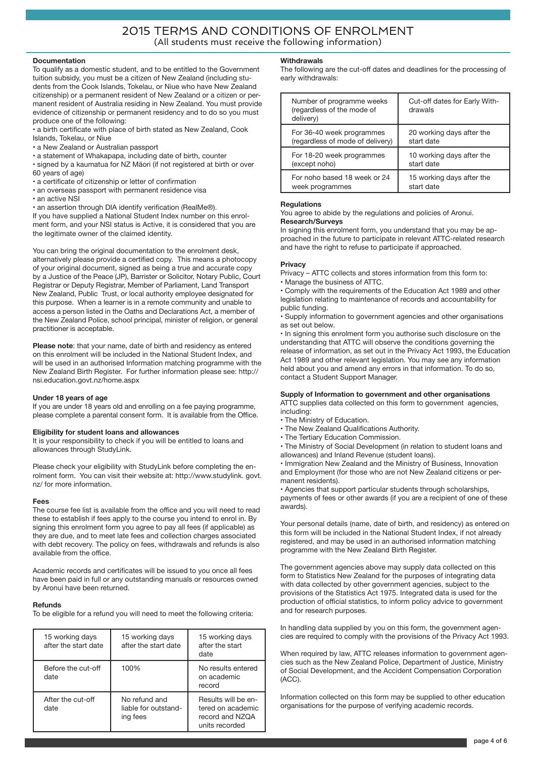# 2015 TERMS AND CONDITIONS OF ENROLMENT

(All students must receive the following information)

### Documentation

To qualify as a domestic student, and to be entitled to the Government tuition subsidy, you must be a citizen of New Zealand (including students from the Cook Islands, Tokelau, or Niue who have New Zealand citizenship) or a permanent resident of New Zealand or a citizen or permanent resident of Australia residing in New Zealand. You must provide evidence of citizenship or permanent residency and to do so you must produce one of the following:

- a birth certificate with place of birth stated as New Zealand, Cook Islands, Tokelau, or Niue
- a New Zealand or Australian passport
- a statement of Whakapapa, including date of birth, counter
- signed by a kaumatua for NZ Māori (if not registered at birth or over 60 years of age)
- a certificate of citizenship or letter of confirmation
- an overseas passport with permanent residence visa
- an active NSI
- an assertion through DIA identify verification (RealMe®).

If you have supplied a National Student Index number on this enrolment form, and your NSI status is Active, it is considered that you are the legitimate owner of the claimed identity.

You can bring the original documentation to the enrolment desk, alternatively please provide a certified copy. This means a photocopy of your original document, signed as being a true and accurate copy by a Justice of the Peace (JP), Barrister or Solicitor, Notary Public, Court Registrar or Deputy Registrar, Member of Parliament, Land Transport New Zealand, Public Trust, or local authority employee designated for this purpose. When a learner is in a remote community and unable to access a person listed in the Oaths and Declarations Act, a member of the New Zealand Police, school principal, minister of religion, or general practitioner is acceptable.

**Please note**: that your name, date of birth and residency as entered on this enrolment will be included in the National Student Index, and will be used in an authorised Information matching programme with the New Zealand Birth Register. For further information please see: http://nsi.education.govt.nz/home.aspx

### Under 18 years of age

If you are under 18 years old and enrolling on a fee paying programme, please complete a parental consent form. It is available from the Office.

### Eligibility for student loans and allowances

It is your responsibility to check if you will be entitled to loans and allowances through StudyLink.

Please check your eligibility with StudyLink before completing the enrolment form. You can visit their website at: http://www.studylink.govt.nz/ for more information.

### Fees

The course fee list is available from the office and you will need to read these to establish if fees apply to the course you intend to enrol in. By signing this enrolment form you agree to pay all fees (if applicable) as they are due, and to meet late fees and collection charges associated with debt recovery. The policy on fees, withdrawals and refunds is also available from the office.

Academic records and certificates will be issued to you once all fees have been paid in full or any outstanding manuals or resources owned by Aronui have been returned.

### Refunds

To be eligible for a refund you will need to meet the following criteria:

| 15 working days after the start date | 15 working days after the start date | 15 working days after the start date |
|---|---|---|
| Before the cut-off date | 100% | No results entered on academic record |
| After the cut-off date | No refund and liable for outstanding fees | Results will be entered on academic record and NZQA units recorded |

### Withdrawals

The following are the cut-off dates and deadlines for the processing of early withdrawals:

| Number of programme weeks (regardless of the mode of delivery) | Cut-off dates for Early Withdrawals |
|---|---|
| For 36-40 week programmes (regardless of mode of delivery) | 20 working days after the start date |
| For 18-20 week programmes (except noho) | 10 working days after the start date |
| For noho based 18 week or 24 week programmes | 15 working days after the start date |

### Regulations

You agree to abide by the regulations and policies of Aronui.

**Research/Surveys**

In signing this enrolment form, you understand that you may be approached in the future to participate in relevant ATTC-related research and have the right to refuse to participate if approached.

### Privacy

Privacy – ATTC collects and stores information from this form to:

- Manage the business of ATTC.
- Comply with the requirements of the Education Act 1989 and other legislation relating to maintenance of records and accountability for public funding.
- Supply information to government agencies and other organisations as set out below.
- In signing this enrolment form you authorise such disclosure on the understanding that ATTC will observe the conditions governing the release of information, as set out in the Privacy Act 1993, the Education Act 1989 and other relevant legislation. You may see any information held about you and amend any errors in that information. To do so, contact a Student Support Manager.

### Supply of Information to government and other organisations

ATTC supplies data collected on this form to government agencies, including:

- The Ministry of Education.
- The New Zealand Qualifications Authority.
- The Tertiary Education Commission.
- The Ministry of Social Development (in relation to student loans and allowances) and Inland Revenue (student loans).
- Immigration New Zealand and the Ministry of Business, Innovation and Employment (for those who are not New Zealand citizens or permanent residents).
- Agencies that support particular students through scholarships, payments of fees or other awards (if you are a recipient of one of these awards).

Your personal details (name, date of birth, and residency) as entered on this form will be included in the National Student Index, if not already registered, and may be used in an authorised information matching programme with the New Zealand Birth Register.

The government agencies above may supply data collected on this form to Statistics New Zealand for the purposes of integrating data with data collected by other government agencies, subject to the provisions of the Statistics Act 1975. Integrated data is used for the production of official statistics, to inform policy advice to government and for research purposes.

In handling data supplied by you on this form, the government agencies are required to comply with the provisions of the Privacy Act 1993.

When required by law, ATTC releases information to government agencies such as the New Zealand Police, Department of Justice, Ministry of Social Development, and the Accident Compensation Corporation (ACC).

Information collected on this form may be supplied to other education organisations for the purpose of verifying academic records.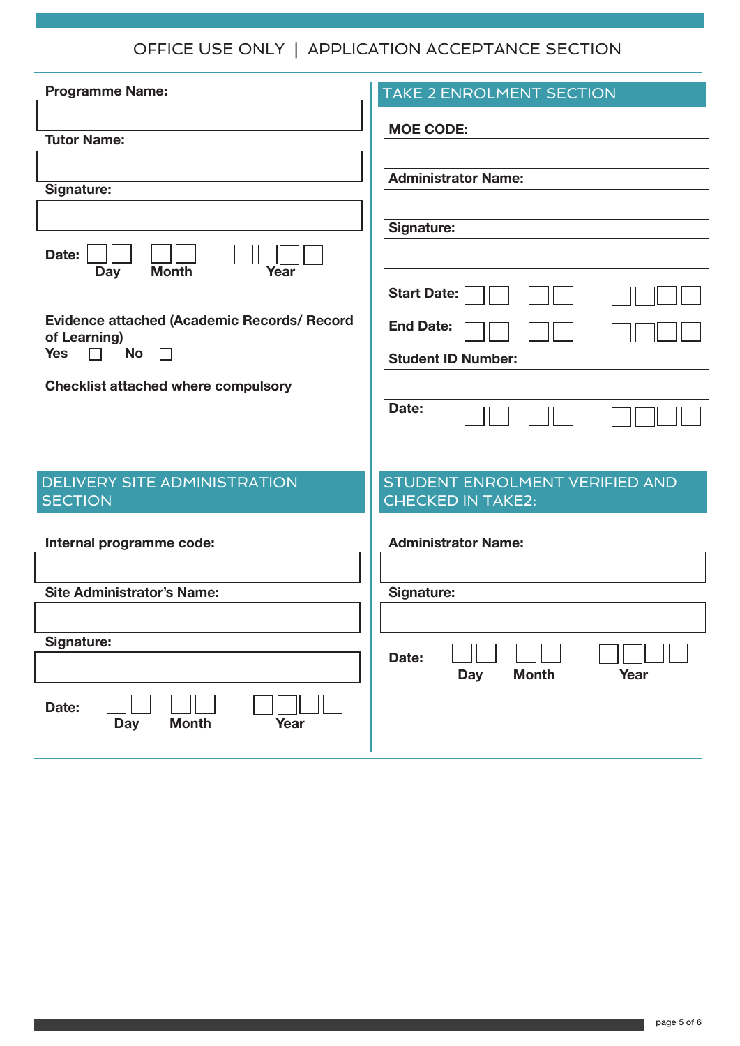# OFFICE USE ONLY | APPLICATION ACCEPTANCE SECTION

**Programme Name:**

**Tutor Name:**

**Signature:**

**Date:** ☐☐ Day ☐☐ Month ☐☐☐☐ Year

**Evidence attached (Academic Records/ Record of Learning)**
**Yes** ☐ **No** ☐

**Checklist attached where compulsory**

## TAKE 2 ENROLMENT SECTION

**MOE CODE:**

**Administrator Name:**

**Signature:**

**Start Date:** ☐☐ ☐☐ ☐☐☐☐

**End Date:** ☐☐ ☐☐ ☐☐☐☐

**Student ID Number:**

**Date:** ☐☐ ☐☐ ☐☐☐☐

## DELIVERY SITE ADMINISTRATION SECTION

**Internal programme code:**

**Site Administrator's Name:**

**Signature:**

**Date:** ☐☐ Day ☐☐ Month ☐☐☐☐ Year

## STUDENT ENROLMENT VERIFIED AND CHECKED IN TAKE2:

**Administrator Name:**

**Signature:**

**Date:** ☐☐ Day ☐☐ Month ☐☐☐☐ Year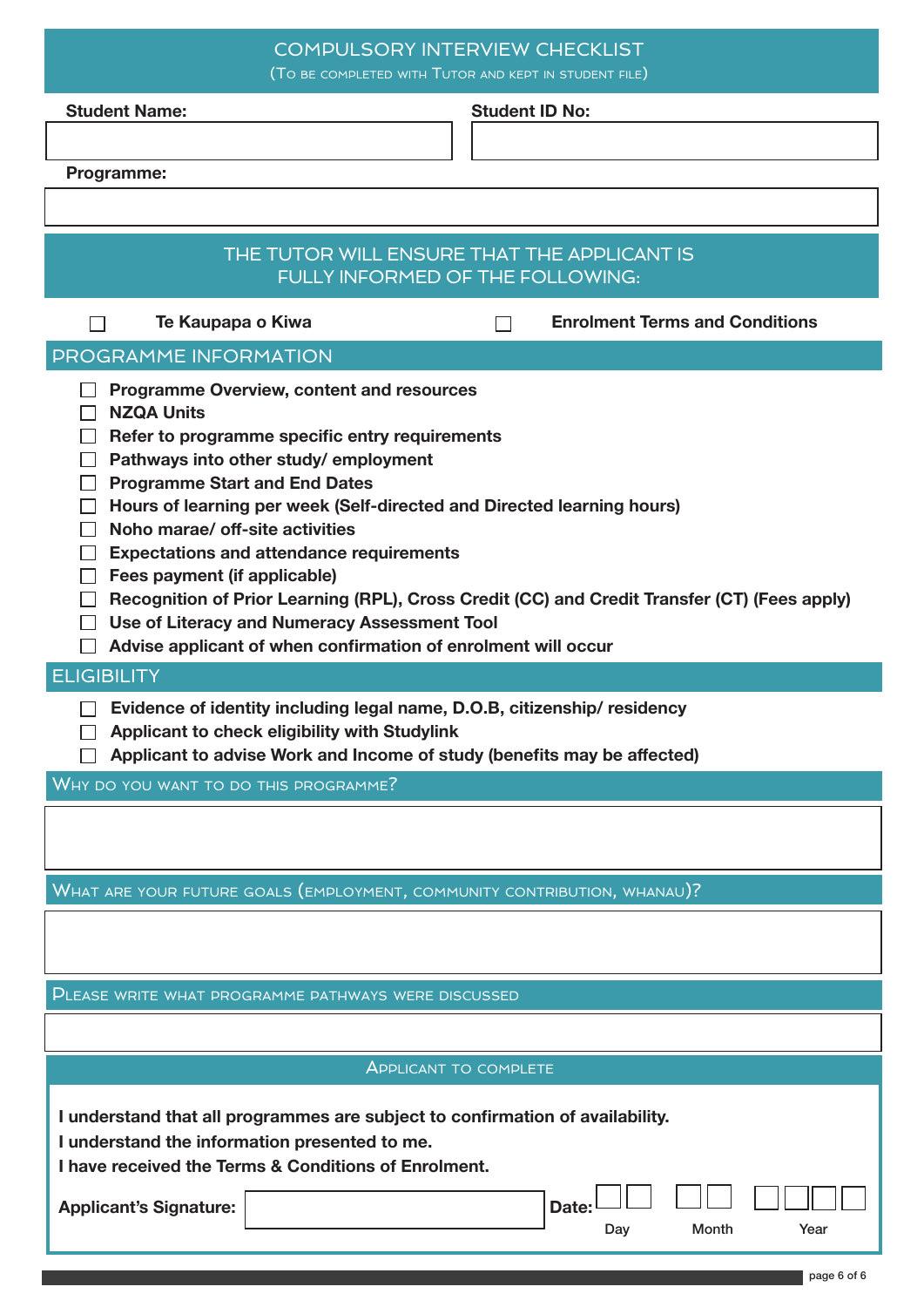# COMPULSORY INTERVIEW CHECKLIST

(To be completed with Tutor and kept in student file)

**Student Name:**

**Student ID No:**

**Programme:**

## THE TUTOR WILL ENSURE THAT THE APPLICANT IS FULLY INFORMED OF THE FOLLOWING:

- ☐ **Te Kaupapa o Kiwa**
- ☐ **Enrolment Terms and Conditions**

## PROGRAMME INFORMATION

- ☐ **Programme Overview, content and resources**
- ☐ **NZQA Units**
- ☐ **Refer to programme specific entry requirements**
- ☐ **Pathways into other study/ employment**
- ☐ **Programme Start and End Dates**
- ☐ **Hours of learning per week (Self-directed and Directed learning hours)**
- ☐ **Noho marae/ off-site activities**
- ☐ **Expectations and attendance requirements**
- ☐ **Fees payment (if applicable)**
- ☐ **Recognition of Prior Learning (RPL), Cross Credit (CC) and Credit Transfer (CT) (Fees apply)**
- ☐ **Use of Literacy and Numeracy Assessment Tool**
- ☐ **Advise applicant of when confirmation of enrolment will occur**

## ELIGIBILITY

- ☐ **Evidence of identity including legal name, D.O.B, citizenship/ residency**
- ☐ **Applicant to check eligibility with Studylink**
- ☐ **Applicant to advise Work and Income of study (benefits may be affected)**

## Why do you want to do this programme?

## What are your future goals (employment, community contribution, whanau)?

## Please write what programme pathways were discussed

## Applicant to complete

**I understand that all programmes are subject to confirmation of availability.**
**I understand the information presented to me.**
**I have received the Terms & Conditions of Enrolment.**

**Applicant's Signature:** ______________________ **Date:** ☐☐ ☐☐ ☐☐☐☐

Day Month Year